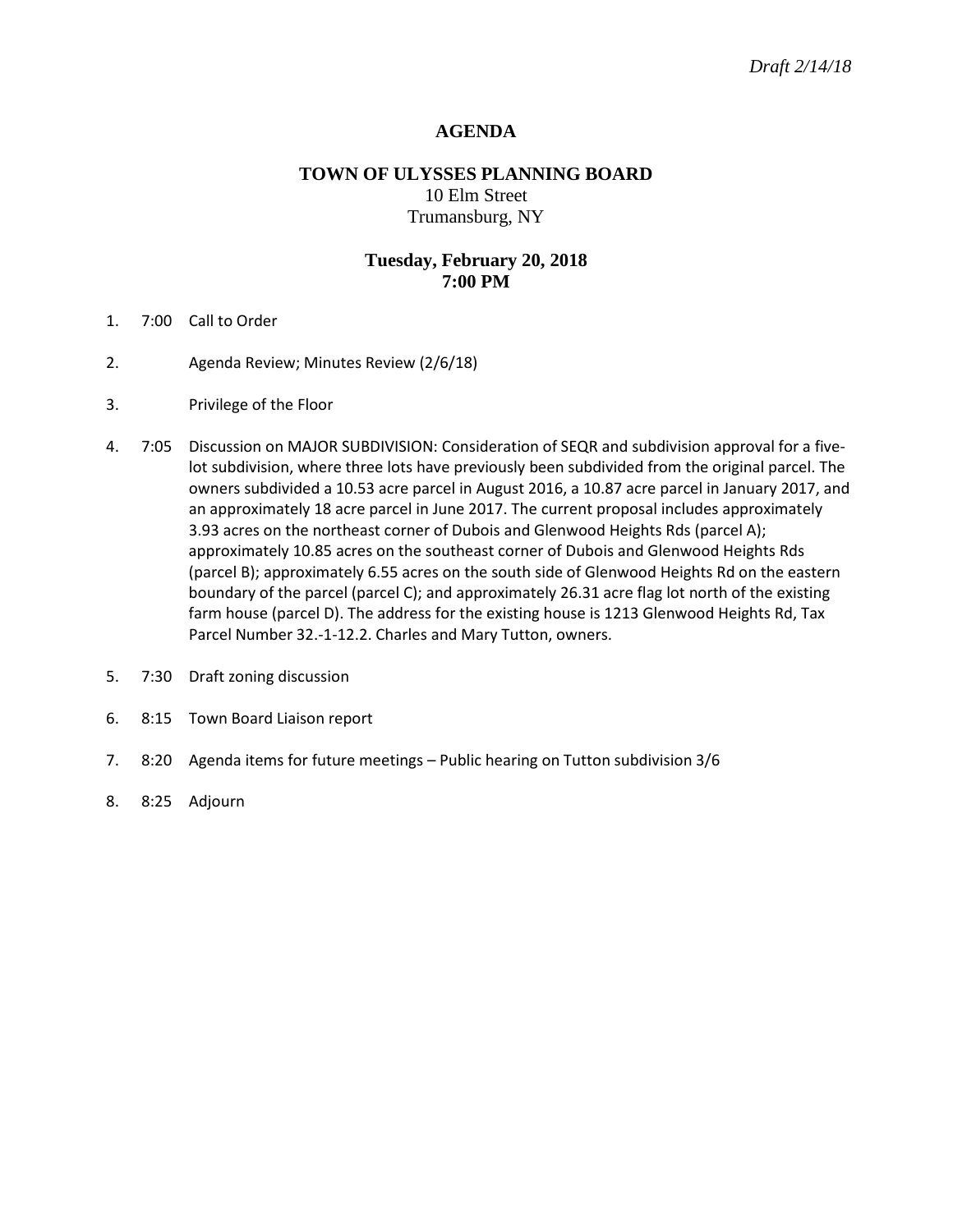*Draft 2/14/18*

# AGENDA

## TOWN OF ULYSSES PLANNING BOARD

10 Elm Street
Trumansburg, NY

### Tuesday, February 20, 2018
### 7:00 PM

1. 7:00 Call to Order

2. Agenda Review; Minutes Review (2/6/18)

3. Privilege of the Floor

4. 7:05 Discussion on MAJOR SUBDIVISION: Consideration of SEQR and subdivision approval for a five-lot subdivision, where three lots have previously been subdivided from the original parcel. The owners subdivided a 10.53 acre parcel in August 2016, a 10.87 acre parcel in January 2017, and an approximately 18 acre parcel in June 2017. The current proposal includes approximately 3.93 acres on the northeast corner of Dubois and Glenwood Heights Rds (parcel A); approximately 10.85 acres on the southeast corner of Dubois and Glenwood Heights Rds (parcel B); approximately 6.55 acres on the south side of Glenwood Heights Rd on the eastern boundary of the parcel (parcel C); and approximately 26.31 acre flag lot north of the existing farm house (parcel D). The address for the existing house is 1213 Glenwood Heights Rd, Tax Parcel Number 32.-1-12.2. Charles and Mary Tutton, owners.

5. 7:30 Draft zoning discussion

6. 8:15 Town Board Liaison report

7. 8:20 Agenda items for future meetings – Public hearing on Tutton subdivision 3/6

8. 8:25 Adjourn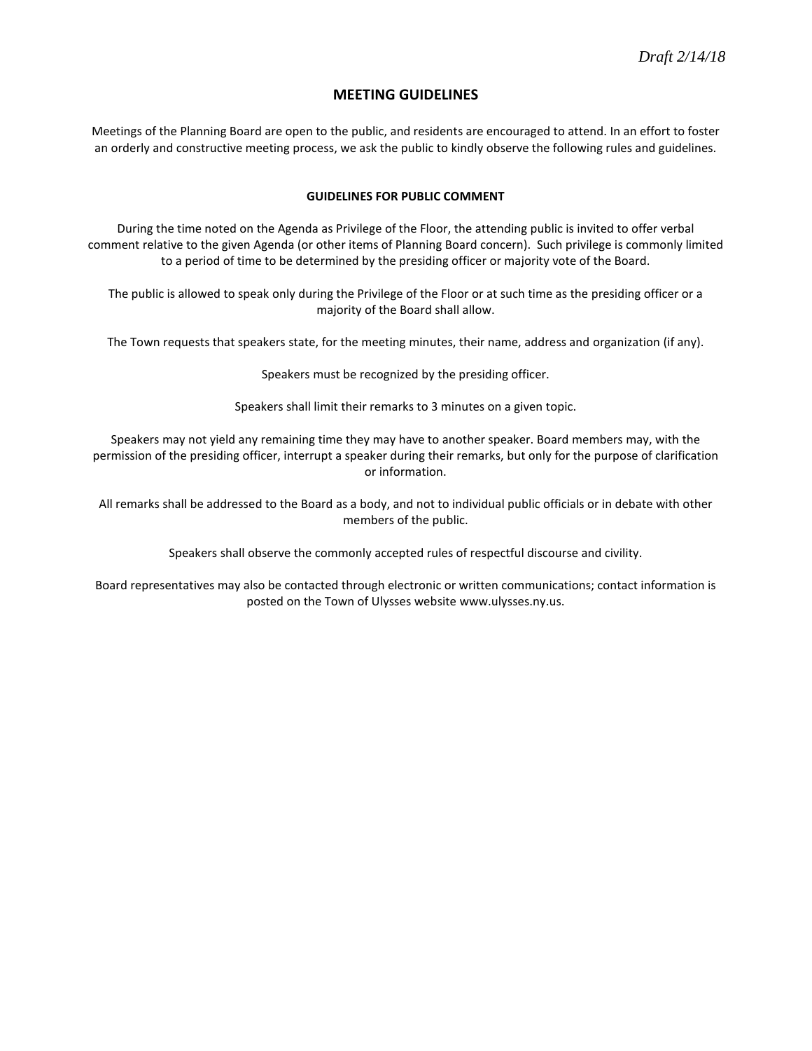*Draft 2/14/18*

# MEETING GUIDELINES

Meetings of the Planning Board are open to the public, and residents are encouraged to attend. In an effort to foster an orderly and constructive meeting process, we ask the public to kindly observe the following rules and guidelines.

## GUIDELINES FOR PUBLIC COMMENT

During the time noted on the Agenda as Privilege of the Floor, the attending public is invited to offer verbal comment relative to the given Agenda (or other items of Planning Board concern). Such privilege is commonly limited to a period of time to be determined by the presiding officer or majority vote of the Board.

The public is allowed to speak only during the Privilege of the Floor or at such time as the presiding officer or a majority of the Board shall allow.

The Town requests that speakers state, for the meeting minutes, their name, address and organization (if any).

Speakers must be recognized by the presiding officer.

Speakers shall limit their remarks to 3 minutes on a given topic.

Speakers may not yield any remaining time they may have to another speaker. Board members may, with the permission of the presiding officer, interrupt a speaker during their remarks, but only for the purpose of clarification or information.

All remarks shall be addressed to the Board as a body, and not to individual public officials or in debate with other members of the public.

Speakers shall observe the commonly accepted rules of respectful discourse and civility.

Board representatives may also be contacted through electronic or written communications; contact information is posted on the Town of Ulysses website www.ulysses.ny.us.